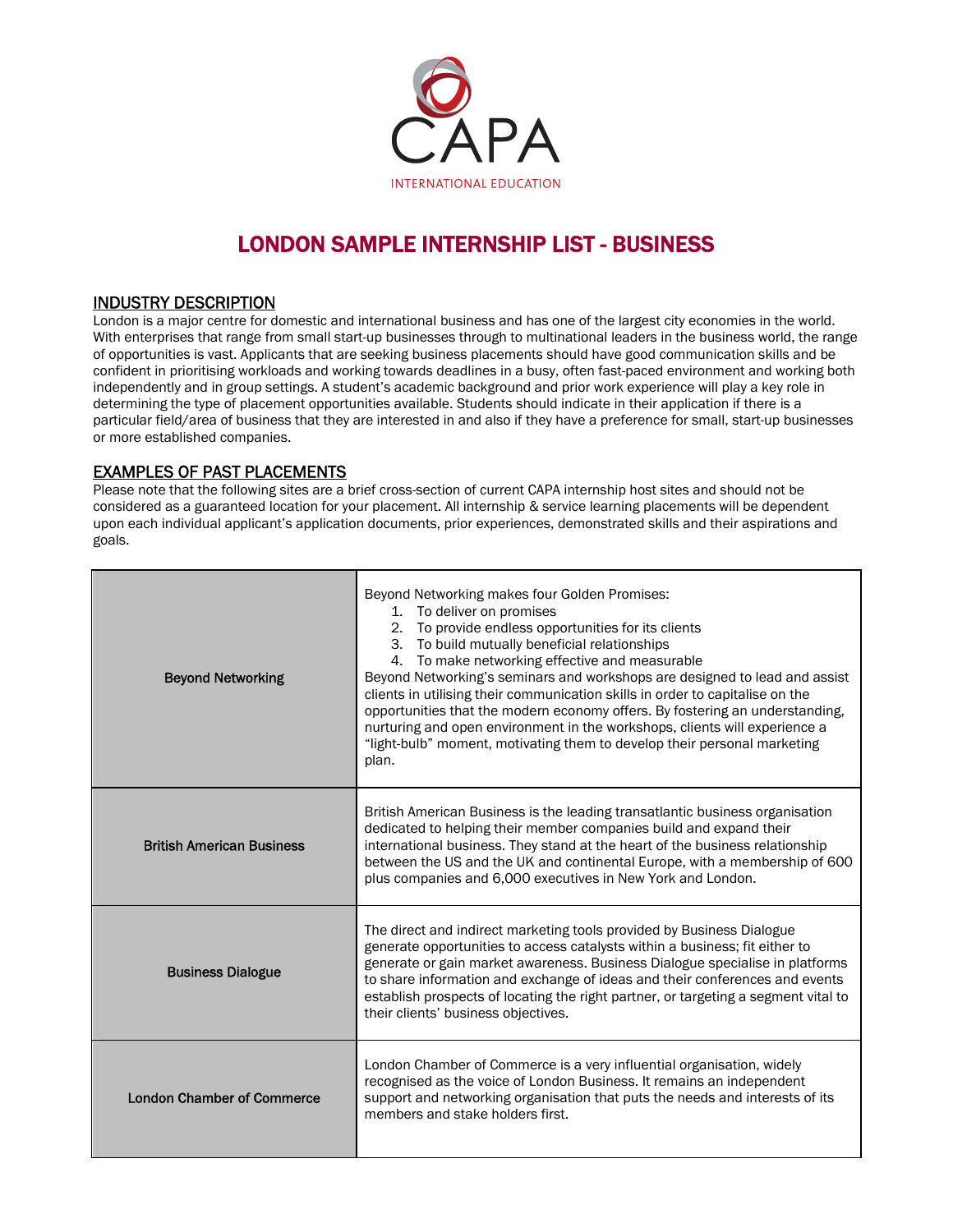CAPA

INTERNATIONAL EDUCATION

# LONDON SAMPLE INTERNSHIP LIST - BUSINESS

## INDUSTRY DESCRIPTION

London is a major centre for domestic and international business and has one of the largest city economies in the world. With enterprises that range from small start-up businesses through to multinational leaders in the business world, the range of opportunities is vast. Applicants that are seeking business placements should have good communication skills and be confident in prioritising workloads and working towards deadlines in a busy, often fast-paced environment and working both independently and in group settings. A student's academic background and prior work experience will play a key role in determining the type of placement opportunities available. Students should indicate in their application if there is a particular field/area of business that they are interested in and also if they have a preference for small, start-up businesses or more established companies.

## EXAMPLES OF PAST PLACEMENTS

Please note that the following sites are a brief cross-section of current CAPA internship host sites and should not be considered as a guaranteed location for your placement. All internship & service learning placements will be dependent upon each individual applicant's application documents, prior experiences, demonstrated skills and their aspirations and goals.

| | |
|---|---|
| **Beyond Networking** | Beyond Networking makes four Golden Promises:<br>1. To deliver on promises<br>2. To provide endless opportunities for its clients<br>3. To build mutually beneficial relationships<br>4. To make networking effective and measurable<br>Beyond Networking's seminars and workshops are designed to lead and assist clients in utilising their communication skills in order to capitalise on the opportunities that the modern economy offers. By fostering an understanding, nurturing and open environment in the workshops, clients will experience a "light-bulb" moment, motivating them to develop their personal marketing plan. |
| **British American Business** | British American Business is the leading transatlantic business organisation dedicated to helping their member companies build and expand their international business. They stand at the heart of the business relationship between the US and the UK and continental Europe, with a membership of 600 plus companies and 6,000 executives in New York and London. |
| **Business Dialogue** | The direct and indirect marketing tools provided by Business Dialogue generate opportunities to access catalysts within a business; fit either to generate or gain market awareness. Business Dialogue specialise in platforms to share information and exchange of ideas and their conferences and events establish prospects of locating the right partner, or targeting a segment vital to their clients' business objectives. |
| **London Chamber of Commerce** | London Chamber of Commerce is a very influential organisation, widely recognised as the voice of London Business. It remains an independent support and networking organisation that puts the needs and interests of its members and stake holders first. |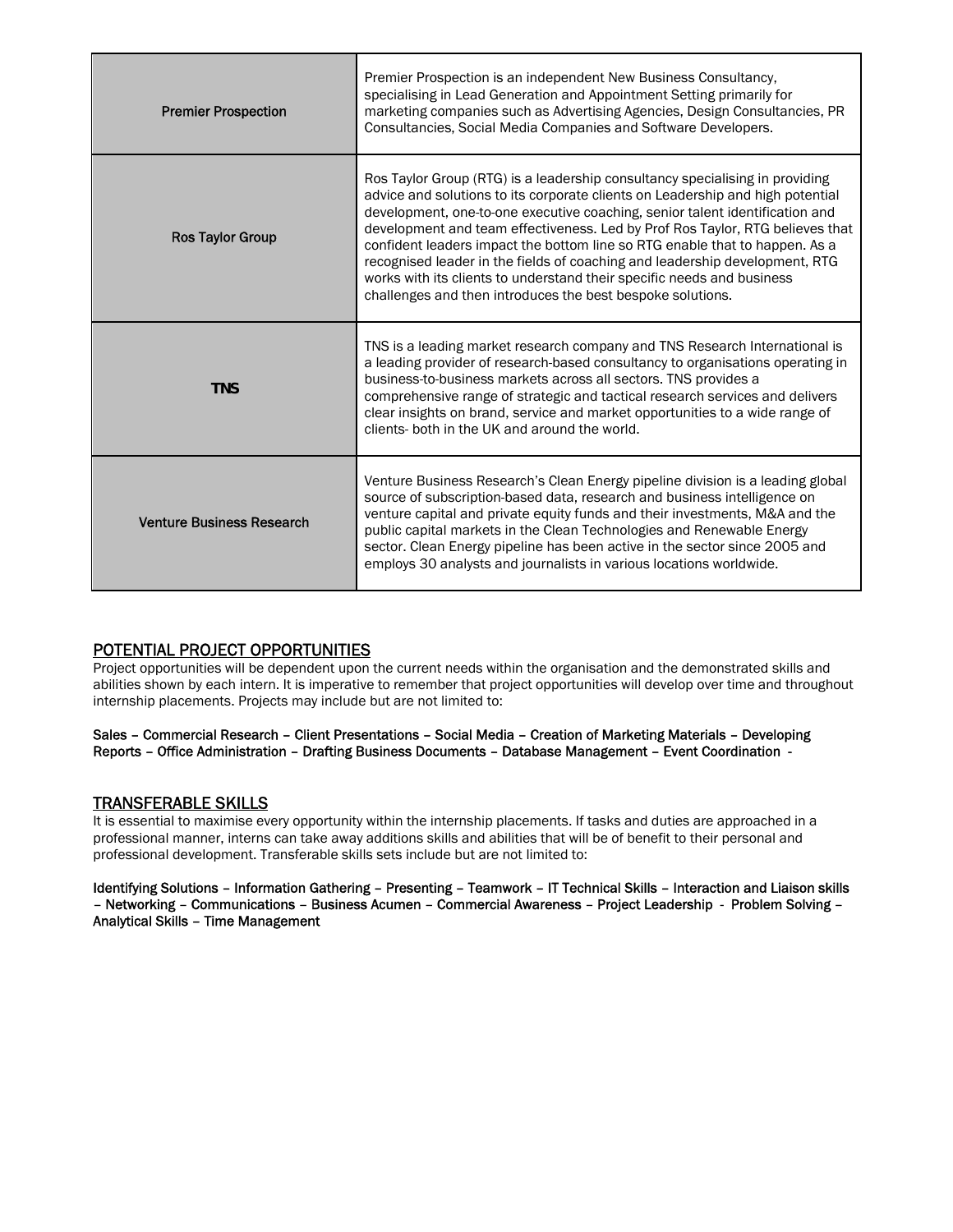| | |
|---|---|
| Premier Prospection | Premier Prospection is an independent New Business Consultancy, specialising in Lead Generation and Appointment Setting primarily for marketing companies such as Advertising Agencies, Design Consultancies, PR Consultancies, Social Media Companies and Software Developers. |
| Ros Taylor Group | Ros Taylor Group (RTG) is a leadership consultancy specialising in providing advice and solutions to its corporate clients on Leadership and high potential development, one-to-one executive coaching, senior talent identification and development and team effectiveness. Led by Prof Ros Taylor, RTG believes that confident leaders impact the bottom line so RTG enable that to happen. As a recognised leader in the fields of coaching and leadership development, RTG works with its clients to understand their specific needs and business challenges and then introduces the best bespoke solutions. |
| TNS | TNS is a leading market research company and TNS Research International is a leading provider of research-based consultancy to organisations operating in business-to-business markets across all sectors. TNS provides a comprehensive range of strategic and tactical research services and delivers clear insights on brand, service and market opportunities to a wide range of clients- both in the UK and around the world. |
| Venture Business Research | Venture Business Research's Clean Energy pipeline division is a leading global source of subscription-based data, research and business intelligence on venture capital and private equity funds and their investments, M&A and the public capital markets in the Clean Technologies and Renewable Energy sector. Clean Energy pipeline has been active in the sector since 2005 and employs 30 analysts and journalists in various locations worldwide. |

## POTENTIAL PROJECT OPPORTUNITIES

Project opportunities will be dependent upon the current needs within the organisation and the demonstrated skills and abilities shown by each intern. It is imperative to remember that project opportunities will develop over time and throughout internship placements. Projects may include but are not limited to:

Sales – Commercial Research – Client Presentations – Social Media – Creation of Marketing Materials – Developing Reports – Office Administration – Drafting Business Documents – Database Management – Event Coordination -

## TRANSFERABLE SKILLS

It is essential to maximise every opportunity within the internship placements. If tasks and duties are approached in a professional manner, interns can take away additions skills and abilities that will be of benefit to their personal and professional development. Transferable skills sets include but are not limited to:

Identifying Solutions – Information Gathering – Presenting – Teamwork – IT Technical Skills – Interaction and Liaison skills – Networking – Communications – Business Acumen – Commercial Awareness – Project Leadership - Problem Solving – Analytical Skills – Time Management